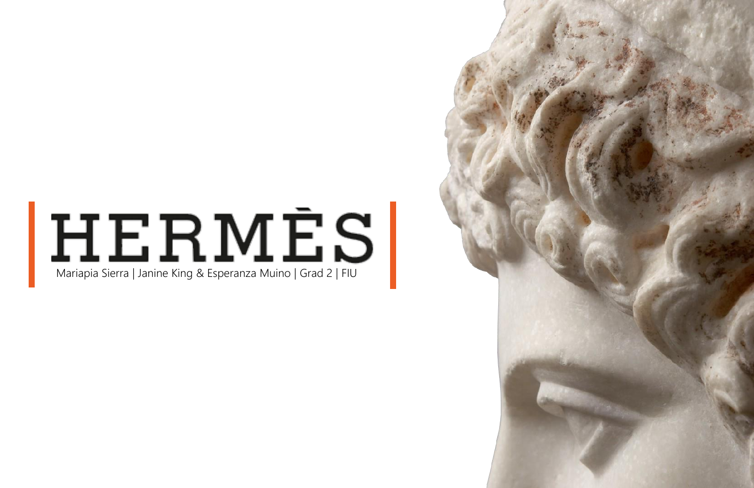# HERMÈS

Mariapia Sierra | Janine King & Esperanza Muino | Grad 2 | FIU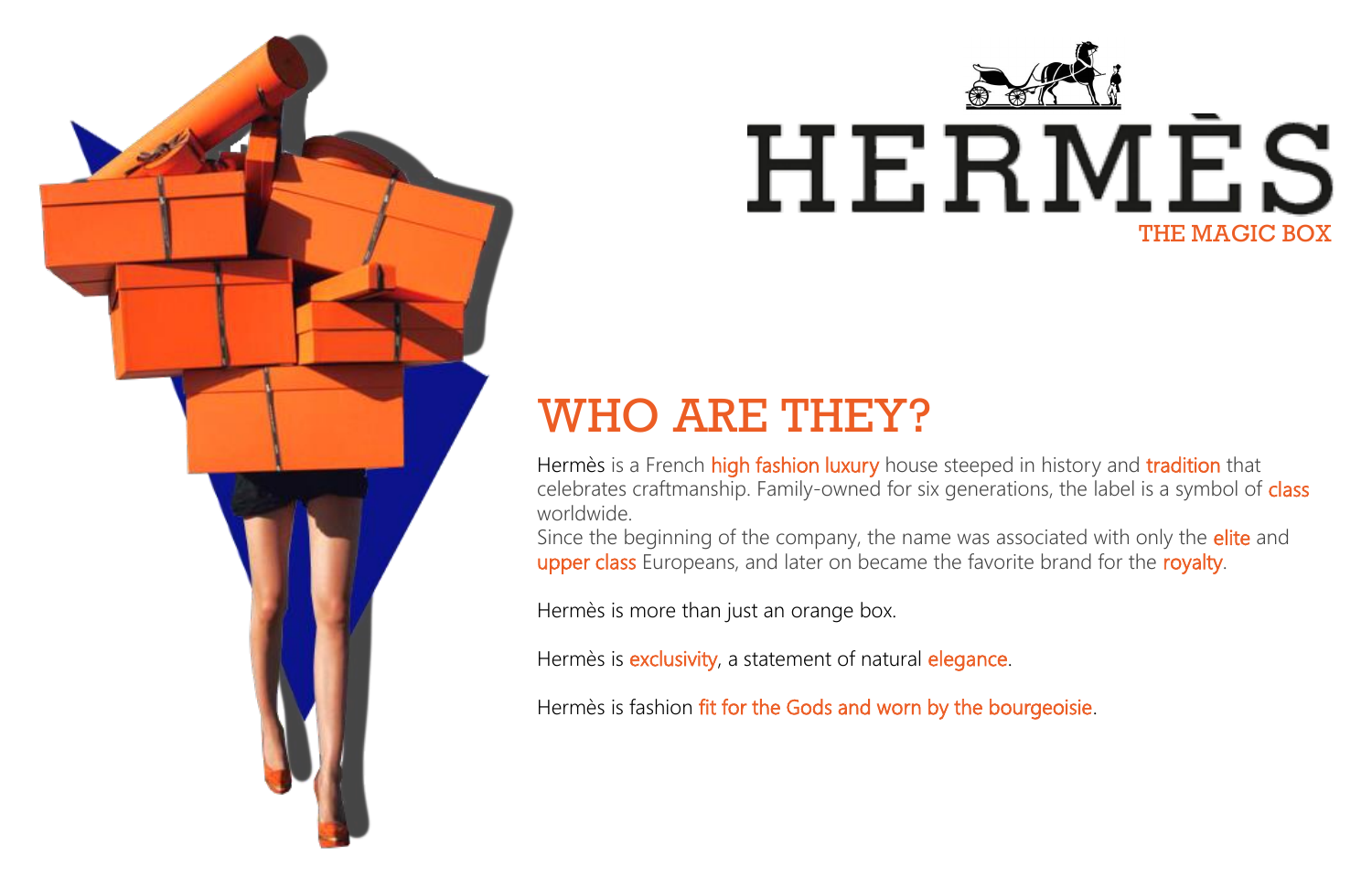# HERMÈS

THE MAGIC BOX

## WHO ARE THEY?

Hermès is a French high fashion luxury house steeped in history and tradition that celebrates craftmanship. Family-owned for six generations, the label is a symbol of class worldwide.
Since the beginning of the company, the name was associated with only the elite and upper class Europeans, and later on became the favorite brand for the royalty.

Hermès is more than just an orange box.

Hermès is exclusivity, a statement of natural elegance.

Hermès is fashion fit for the Gods and worn by the bourgeoisie.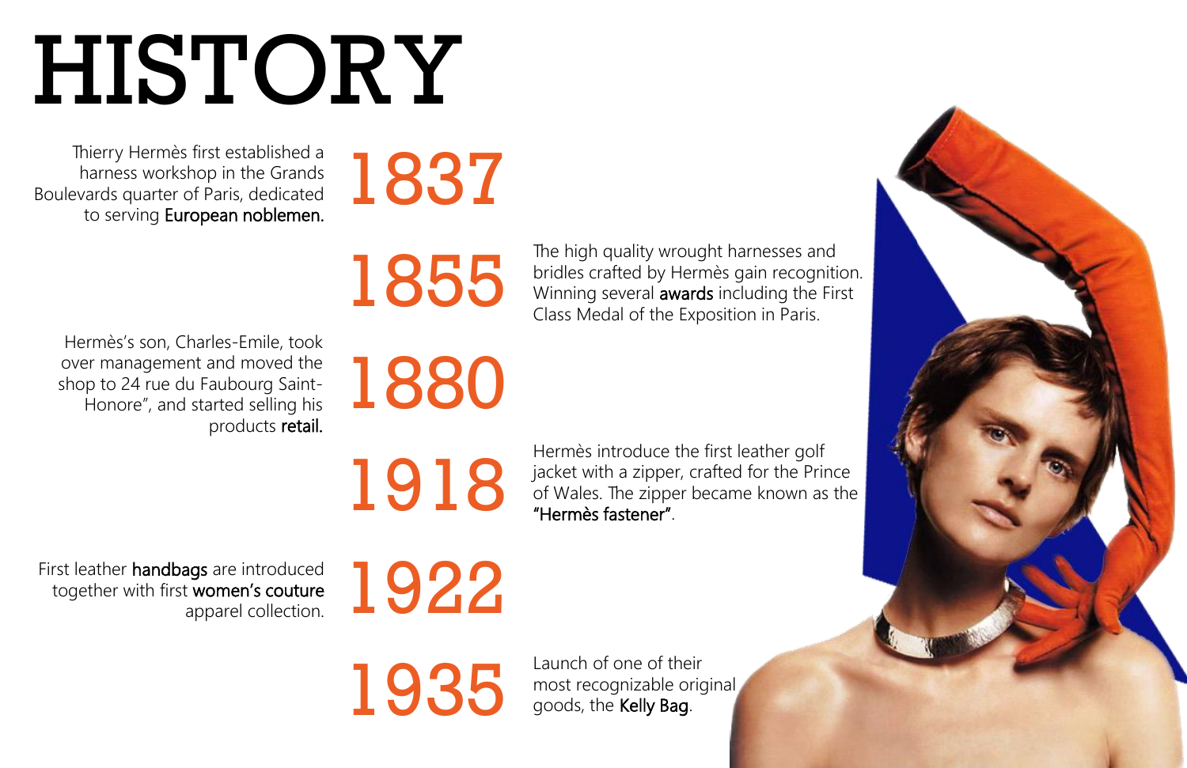# HISTORY

**1837**

Thierry Hermès first established a harness workshop in the Grands Boulevards quarter of Paris, dedicated to serving **European noblemen.**

**1855**

The high quality wrought harnesses and bridles crafted by Hermès gain recognition. Winning several **awards** including the First Class Medal of the Exposition in Paris.

**1880**

Hermès's son, Charles-Emile, took over management and moved the shop to 24 rue du Faubourg Saint-Honore", and started selling his products **retail.**

**1918**

Hermès introduce the first leather golf jacket with a zipper, crafted for the Prince of Wales. The zipper became known as the **"Hermès fastener"**.

**1922**

First leather **handbags** are introduced together with first **women's couture** apparel collection.

**1935**

Launch of one of their most recognizable original goods, the **Kelly Bag**.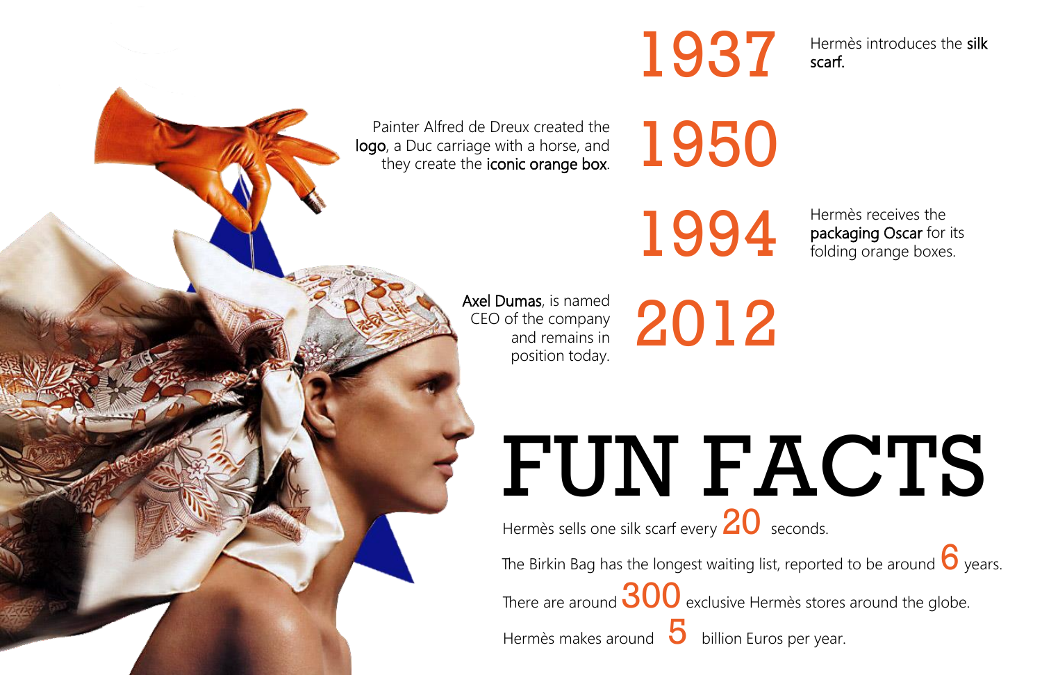**1937** Hermès introduces the **silk scarf.**

**1950** Painter Alfred de Dreux created the **logo**, a Duc carriage with a horse, and they create the **iconic orange box**.

**1994** Hermès receives the **packaging Oscar** for its folding orange boxes.

**2012** **Axel Dumas**, is named CEO of the company and remains in position today.

# FUN FACTS

Hermès sells one silk scarf every **20** seconds.

The Birkin Bag has the longest waiting list, reported to be around **6** years.

There are around **300** exclusive Hermès stores around the globe.

Hermès makes around **5** billion Euros per year.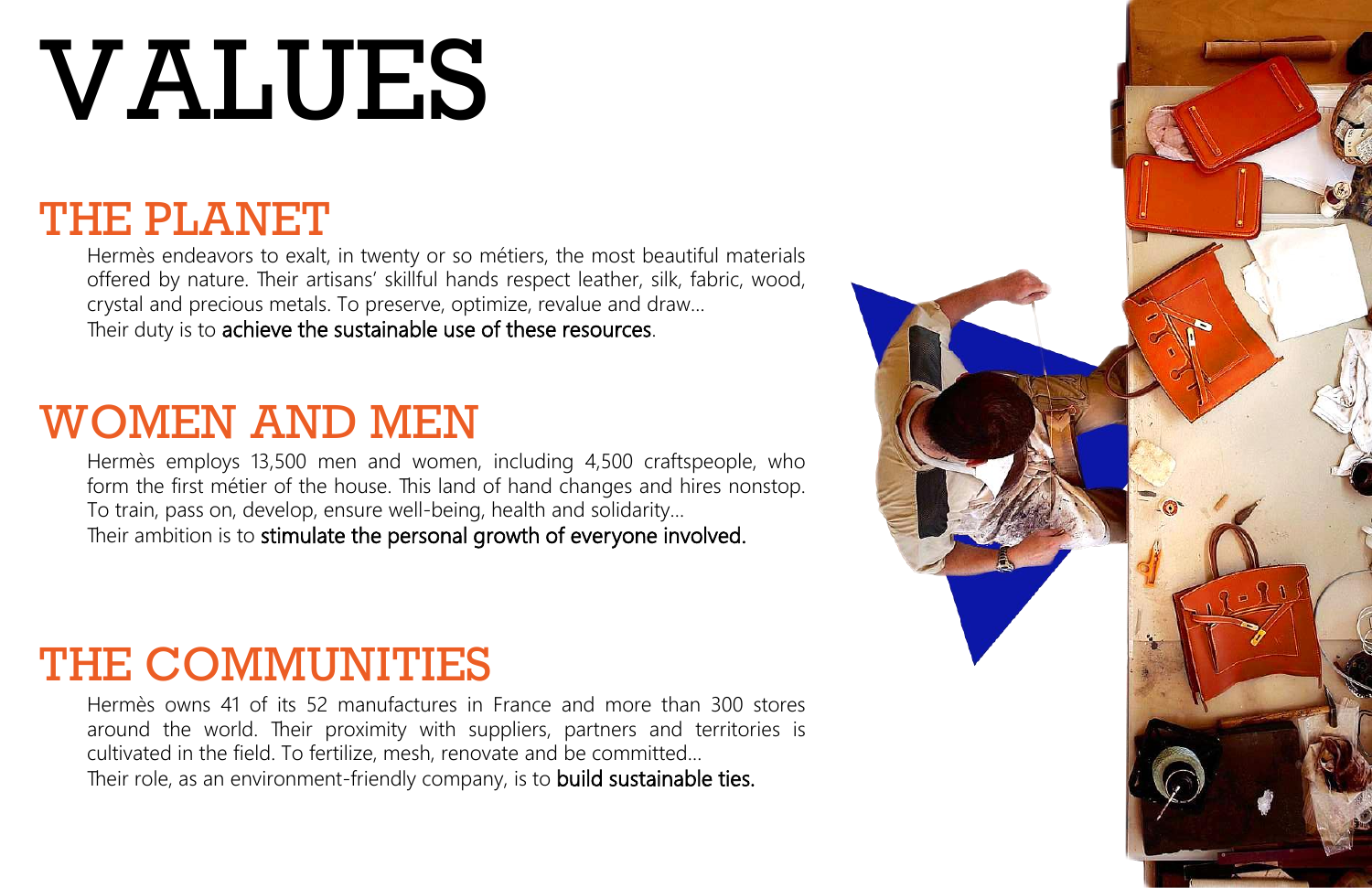# VALUES

## THE PLANET

Hermès endeavors to exalt, in twenty or so métiers, the most beautiful materials offered by nature. Their artisans' skillful hands respect leather, silk, fabric, wood, crystal and precious metals. To preserve, optimize, revalue and draw…
Their duty is to **achieve the sustainable use of these resources**.

## WOMEN AND MEN

Hermès employs 13,500 men and women, including 4,500 craftspeople, who form the first métier of the house. This land of hand changes and hires nonstop. To train, pass on, develop, ensure well-being, health and solidarity…
Their ambition is to **stimulate the personal growth of everyone involved.**

## THE COMMUNITIES

Hermès owns 41 of its 52 manufactures in France and more than 300 stores around the world. Their proximity with suppliers, partners and territories is cultivated in the field. To fertilize, mesh, renovate and be committed…
Their role, as an environment-friendly company, is to **build sustainable ties.**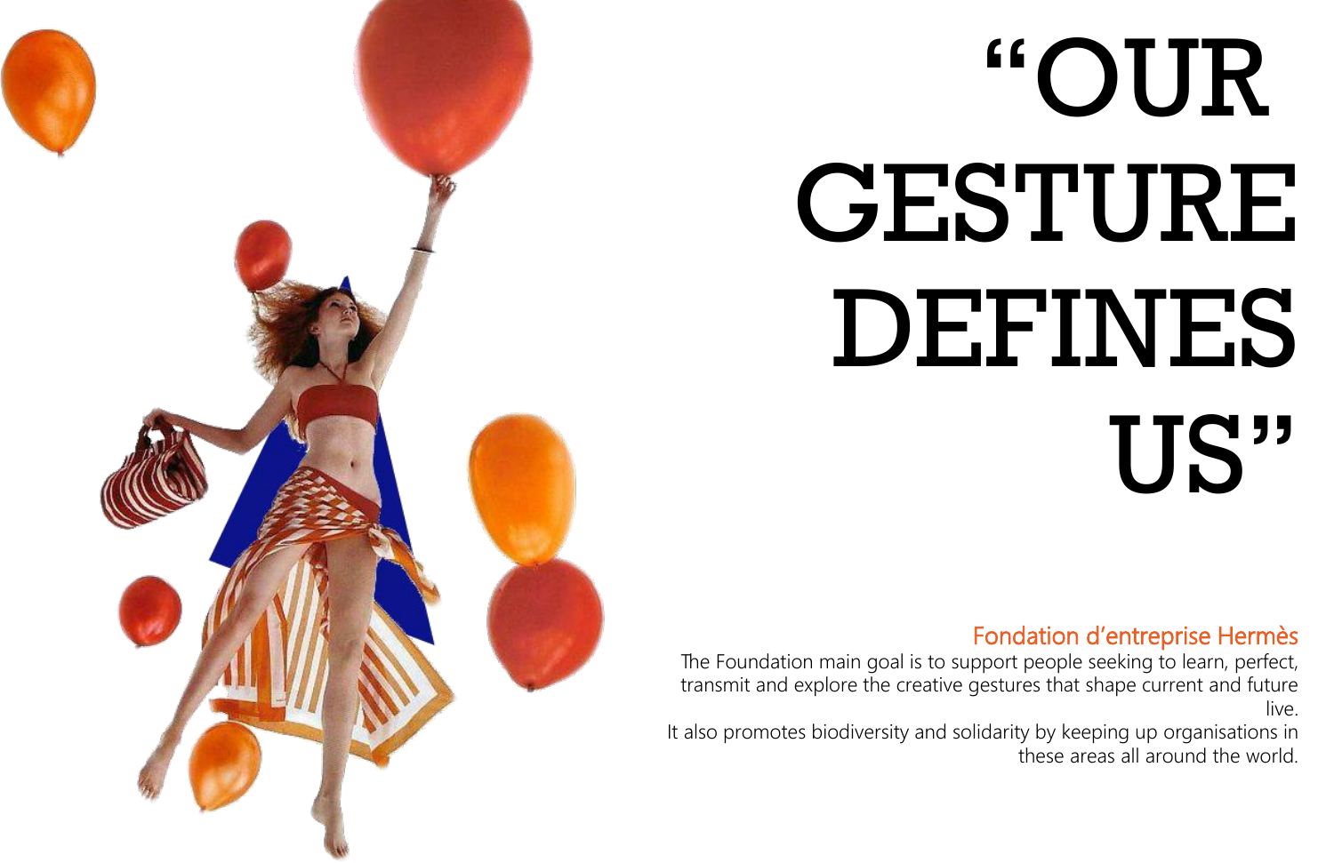# "OUR GESTURE DEFINES US"

## Fondation d'entreprise Hermès

The Foundation main goal is to support people seeking to learn, perfect, transmit and explore the creative gestures that shape current and future live.

It also promotes biodiversity and solidarity by keeping up organisations in these areas all around the world.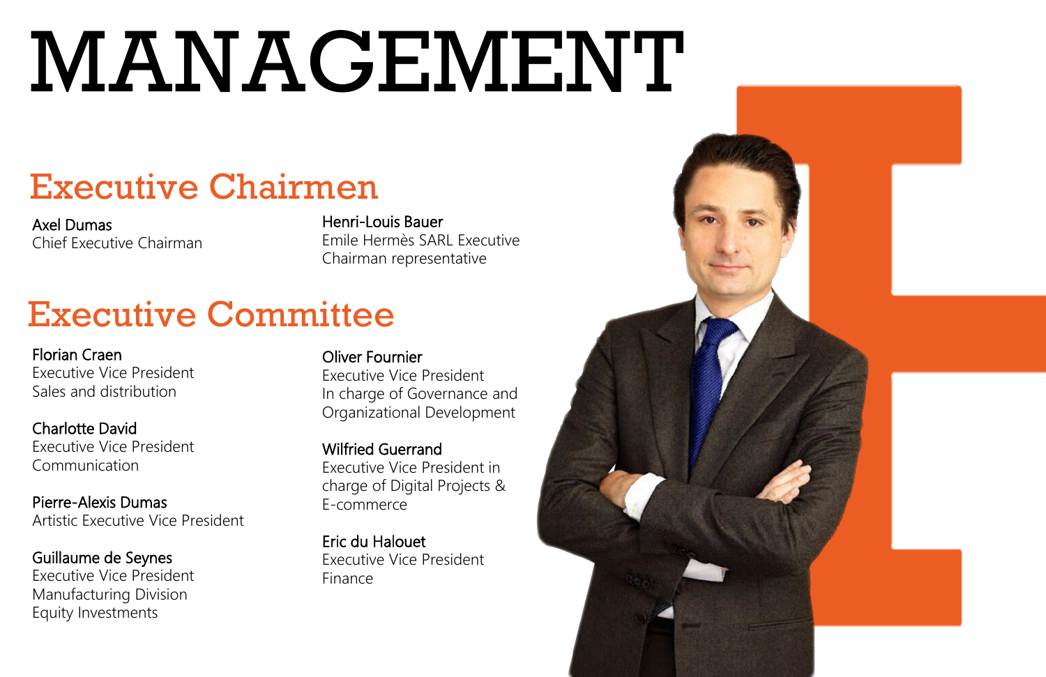# MANAGEMENT

## Executive Chairmen

**Axel Dumas**
Chief Executive Chairman

**Henri-Louis Bauer**
Emile Hermès SARL Executive Chairman representative

## Executive Committee

**Florian Craen**
Executive Vice President
Sales and distribution

**Charlotte David**
Executive Vice President
Communication

**Pierre-Alexis Dumas**
Artistic Executive Vice President

**Guillaume de Seynes**
Executive Vice President
Manufacturing Division
Equity Investments

**Oliver Fournier**
Executive Vice President
In charge of Governance and Organizational Development

**Wilfried Guerrand**
Executive Vice President in charge of Digital Projects & E-commerce

**Eric du Halouet**
Executive Vice President
Finance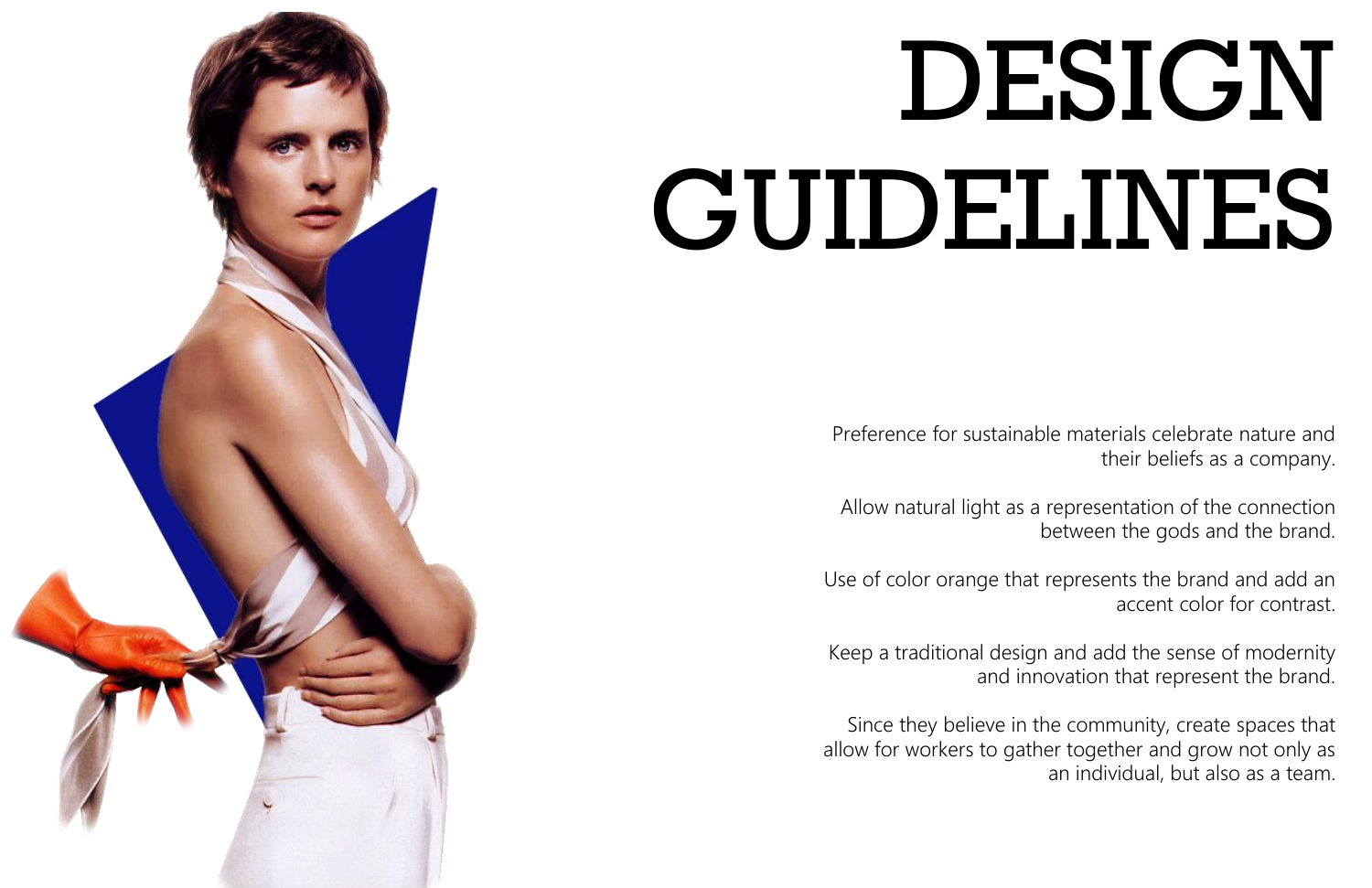# DESIGN GUIDELINES

Preference for sustainable materials celebrate nature and their beliefs as a company.

Allow natural light as a representation of the connection between the gods and the brand.

Use of color orange that represents the brand and add an accent color for contrast.

Keep a traditional design and add the sense of modernity and innovation that represent the brand.

Since they believe in the community, create spaces that allow for workers to gather together and grow not only as an individual, but also as a team.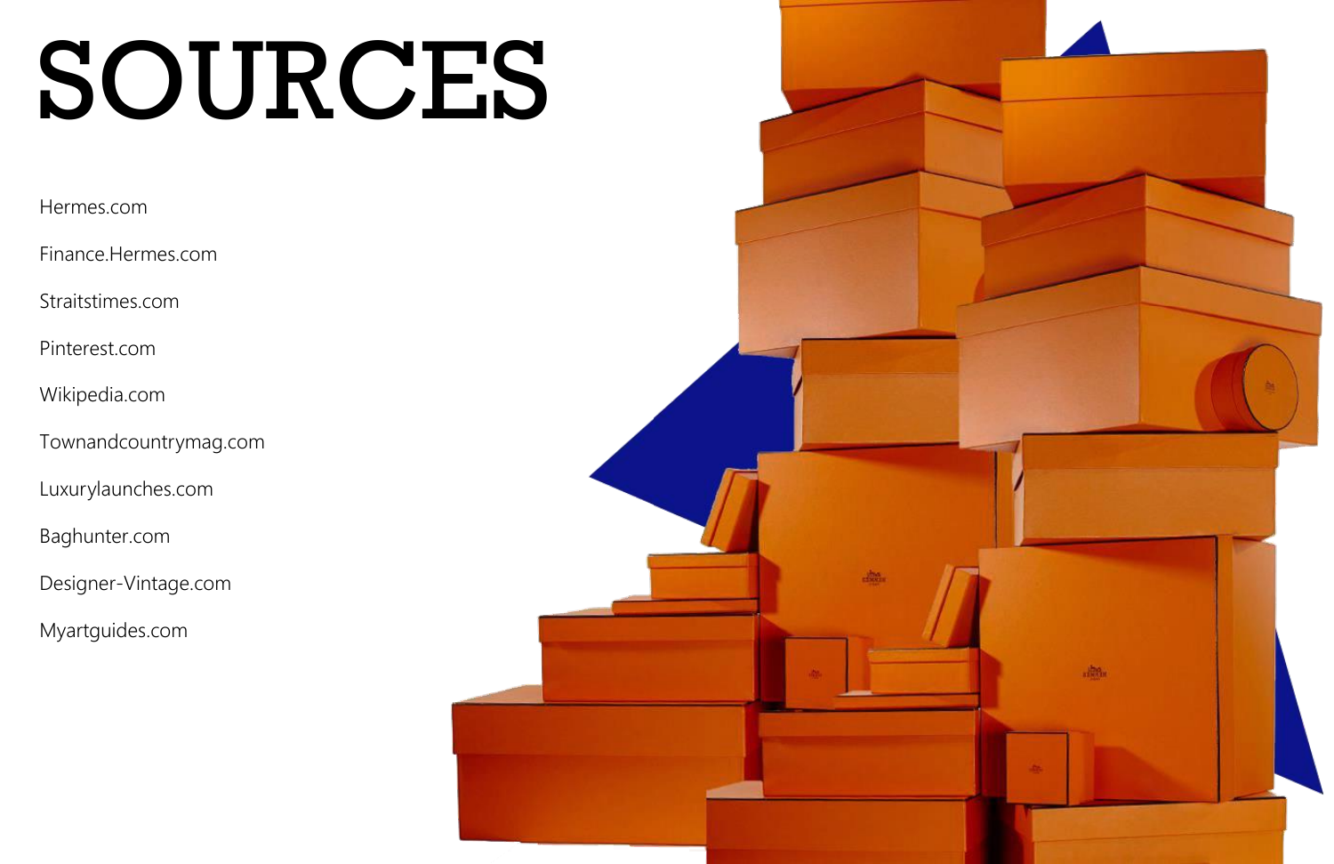# SOURCES

Hermes.com

Finance.Hermes.com

Straitstimes.com

Pinterest.com

Wikipedia.com

Townandcountrymag.com

Luxurylaunches.com

Baghunter.com

Designer-Vintage.com

Myartguides.com